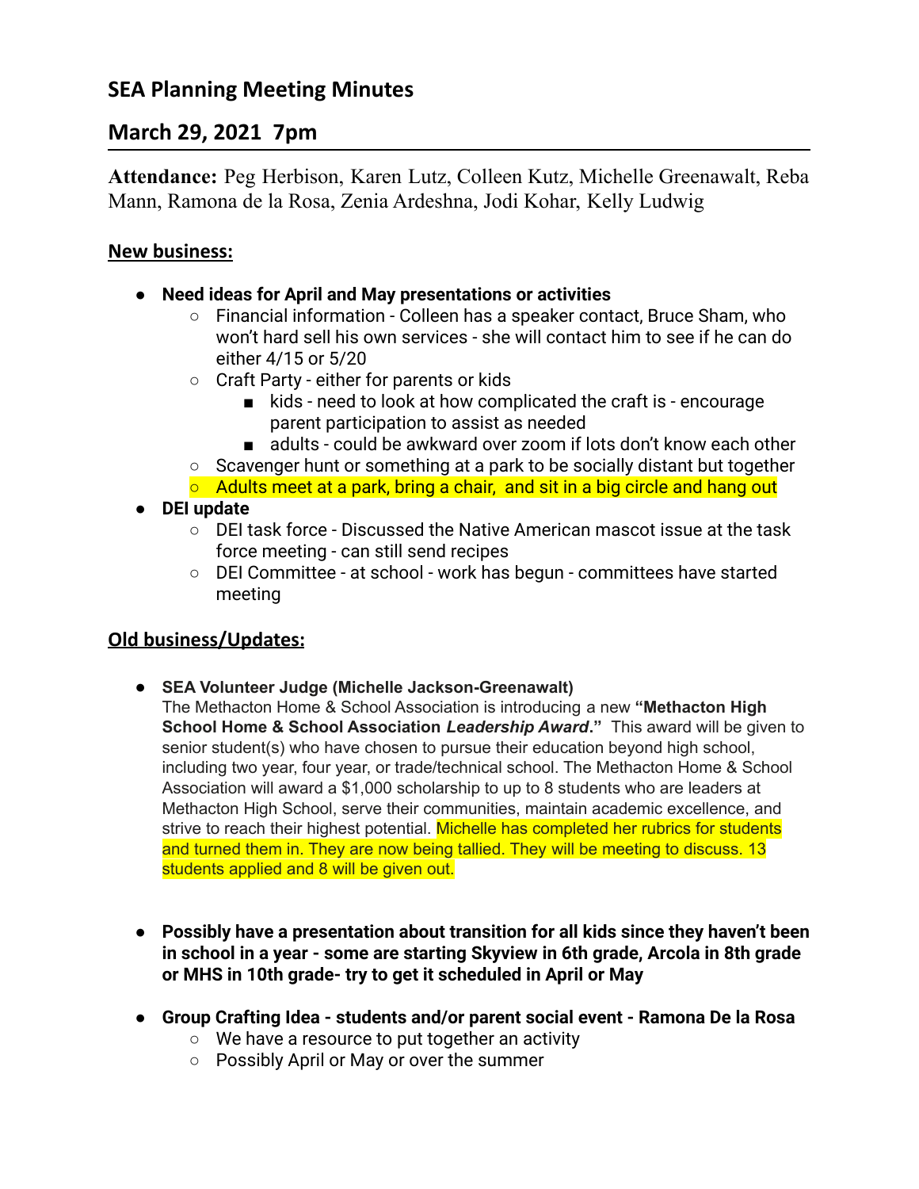# SEA Planning Meeting Minutes

## March 29, 2021 7pm

**Attendance:** Peg Herbison, Karen Lutz, Colleen Kutz, Michelle Greenawalt, Reba Mann, Ramona de la Rosa, Zenia Ardeshna, Jodi Kohar, Kelly Ludwig

### New business:

- **Need ideas for April and May presentations or activities**
  - Financial information - Colleen has a speaker contact, Bruce Sham, who won't hard sell his own services - she will contact him to see if he can do either 4/15 or 5/20
  - Craft Party - either for parents or kids
    - kids - need to look at how complicated the craft is - encourage parent participation to assist as needed
    - adults - could be awkward over zoom if lots don't know each other
  - Scavenger hunt or something at a park to be socially distant but together
  - Adults meet at a park, bring a chair, and sit in a big circle and hang out
- **DEI update**
  - DEI task force - Discussed the Native American mascot issue at the task force meeting - can still send recipes
  - DEI Committee - at school - work has begun - committees have started meeting

### Old business/Updates:

- **SEA Volunteer Judge (Michelle Jackson-Greenawalt)**
  The Methacton Home & School Association is introducing a new **"Methacton High School Home & School Association *Leadership Award*."** This award will be given to senior student(s) who have chosen to pursue their education beyond high school, including two year, four year, or trade/technical school. The Methacton Home & School Association will award a $1,000 scholarship to up to 8 students who are leaders at Methacton High School, serve their communities, maintain academic excellence, and strive to reach their highest potential. Michelle has completed her rubrics for students and turned them in. They are now being tallied. They will be meeting to discuss. 13 students applied and 8 will be given out.

- **Possibly have a presentation about transition for all kids since they haven't been in school in a year - some are starting Skyview in 6th grade, Arcola in 8th grade or MHS in 10th grade- try to get it scheduled in April or May**

- **Group Crafting Idea - students and/or parent social event - Ramona De la Rosa**
  - We have a resource to put together an activity
  - Possibly April or May or over the summer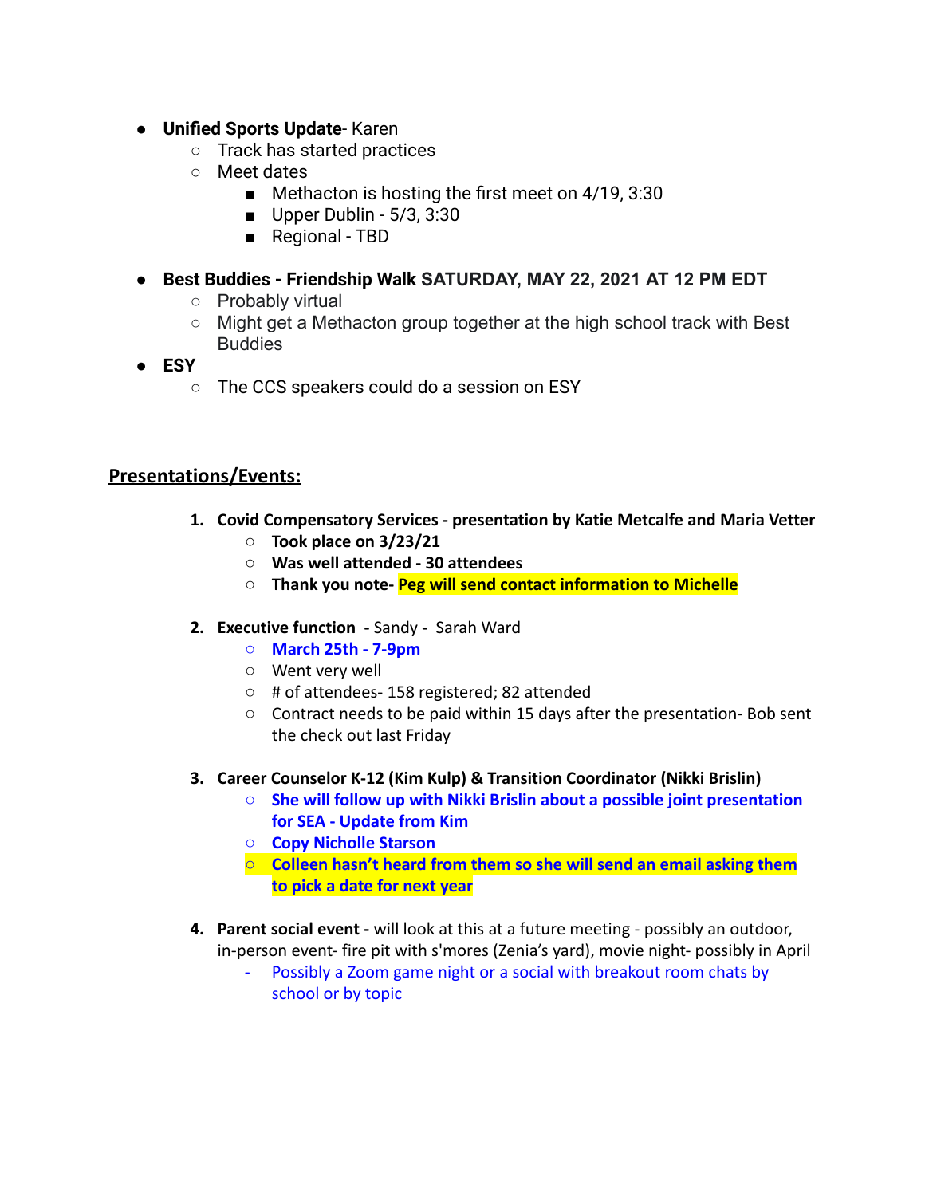- **Unified Sports Update**- Karen
  - Track has started practices
  - Meet dates
    - Methacton is hosting the first meet on 4/19, 3:30
    - Upper Dublin - 5/3, 3:30
    - Regional - TBD

- **Best Buddies - Friendship Walk SATURDAY, MAY 22, 2021 AT 12 PM EDT**
  - Probably virtual
  - Might get a Methacton group together at the high school track with Best Buddies
- **ESY**
  - The CCS speakers could do a session on ESY

## Presentations/Events:

1. **Covid Compensatory Services - presentation by Katie Metcalfe and Maria Vetter**
   - **Took place on 3/23/21**
   - **Was well attended - 30 attendees**
   - **Thank you note- Peg will send contact information to Michelle**

2. **Executive function - ** Sandy **-** Sarah Ward
   - **March 25th - 7-9pm**
   - Went very well
   - # of attendees- 158 registered; 82 attended
   - Contract needs to be paid within 15 days after the presentation- Bob sent the check out last Friday

3. **Career Counselor K-12 (Kim Kulp) & Transition Coordinator (Nikki Brislin)**
   - **She will follow up with Nikki Brislin about a possible joint presentation for SEA - Update from Kim**
   - **Copy Nicholle Starson**
   - **Colleen hasn't heard from them so she will send an email asking them to pick a date for next year**

4. **Parent social event -** will look at this at a future meeting - possibly an outdoor, in-person event- fire pit with s'mores (Zenia's yard), movie night- possibly in April
   - Possibly a Zoom game night or a social with breakout room chats by school or by topic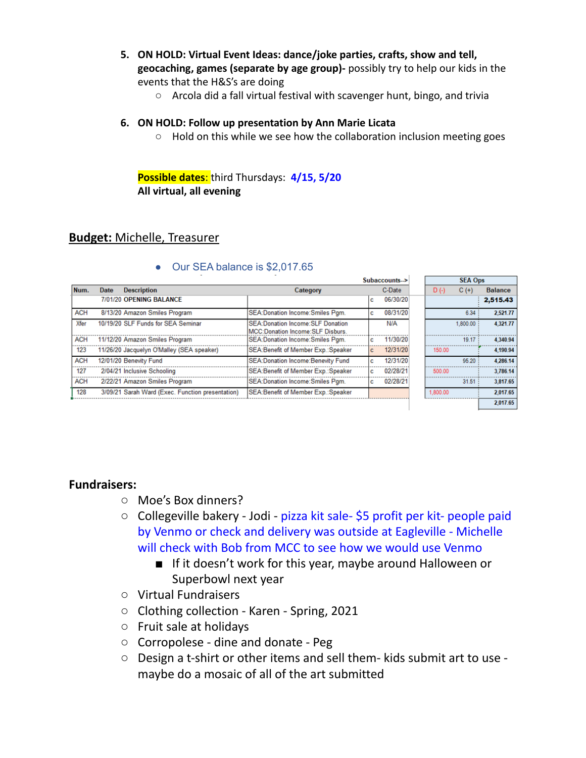5. **ON HOLD: Virtual Event Ideas: dance/joke parties, crafts, show and tell, geocaching, games (separate by age group)-** possibly try to help our kids in the events that the H&S's are doing
   - Arcola did a fall virtual festival with scavenger hunt, bingo, and trivia

6. **ON HOLD: Follow up presentation by Ann Marie Licata**
   - Hold on this while we see how the collaboration inclusion meeting goes

**Possible dates**: third Thursdays: **4/15, 5/20**
**All virtual, all evening**

## **Budget:** Michelle, Treasurer

- Our SEA balance is $2,017.65

| Num. | Date | Description | Category | | Subaccounts--> C-Date | | SEA Ops D (-) | C (+) | Balance |
|---|---|---|---|---|---|---|---|---|---|
| | 7/01/20 | OPENING BALANCE | | c | 06/30/20 | | | | **2,515.43** |
| ACH | 8/13/20 | Amazon Smiles Program | SEA:Donation Income:Smiles Pgm. | c | 08/31/20 | | | 6.34 | 2,521.77 |
| Xfer | 10/19/20 | SLF Funds for SEA Seminar | SEA:Donation Income:SLF Donation MCC:Donation Income:SLF Disburs. | | N/A | | | 1,800.00 | 4,321.77 |
| ACH | 11/12/20 | Amazon Smiles Program | SEA:Donation Income:Smiles Pgm. | c | 11/30/20 | | | 19.17 | 4,340.94 |
| 123 | 11/26/20 | Jacquelyn O'Malley (SEA speaker) | SEA:Benefit of Member Exp.:Speaker | c | 12/31/20 | | 150.00 | | 4,190.94 |
| ACH | 12/01/20 | Benevity Fund | SEA:Donation Income:Benevity Fund | c | 12/31/20 | | | 95.20 | 4,286.14 |
| 127 | 2/04/21 | Inclusive Schooling | SEA:Benefit of Member Exp.:Speaker | c | 02/28/21 | | 500.00 | | 3,786.14 |
| ACH | 2/22/21 | Amazon Smiles Program | SEA:Donation Income:Smiles Pgm. | c | 02/28/21 | | | 31.51 | 3,817.65 |
| 128 | 3/09/21 | Sarah Ward (Exec. Function presentation) | SEA:Benefit of Member Exp.:Speaker | | | | 1,800.00 | | 2,017.65 |
| | | | | | | | | | 2,017.65 |

## **Fundraisers:**

- Moe's Box dinners?
- Collegeville bakery - Jodi - pizza kit sale- $5 profit per kit- people paid by Venmo or check and delivery was outside at Eagleville - Michelle will check with Bob from MCC to see how we would use Venmo
  - If it doesn't work for this year, maybe around Halloween or Superbowl next year
- Virtual Fundraisers
- Clothing collection - Karen - Spring, 2021
- Fruit sale at holidays
- Corropolese - dine and donate - Peg
- Design a t-shirt or other items and sell them- kids submit art to use - maybe do a mosaic of all of the art submitted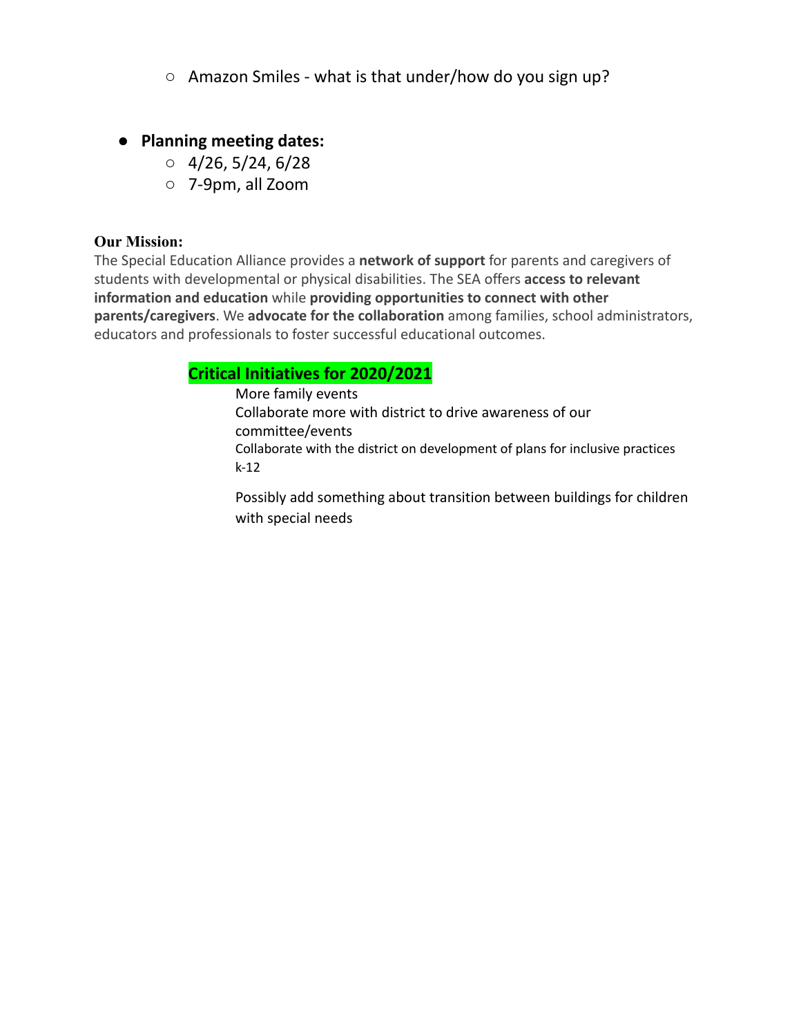- Amazon Smiles - what is that under/how do you sign up?

- **Planning meeting dates:**
  - 4/26, 5/24, 6/28
  - 7-9pm, all Zoom

**Our Mission:**

The Special Education Alliance provides a **network of support** for parents and caregivers of students with developmental or physical disabilities. The SEA offers **access to relevant information and education** while **providing opportunities to connect with other parents/caregivers**. We **advocate for the collaboration** among families, school administrators, educators and professionals to foster successful educational outcomes.

**Critical Initiatives for 2020/2021**

More family events

Collaborate more with district to drive awareness of our committee/events

Collaborate with the district on development of plans for inclusive practices k-12

Possibly add something about transition between buildings for children with special needs